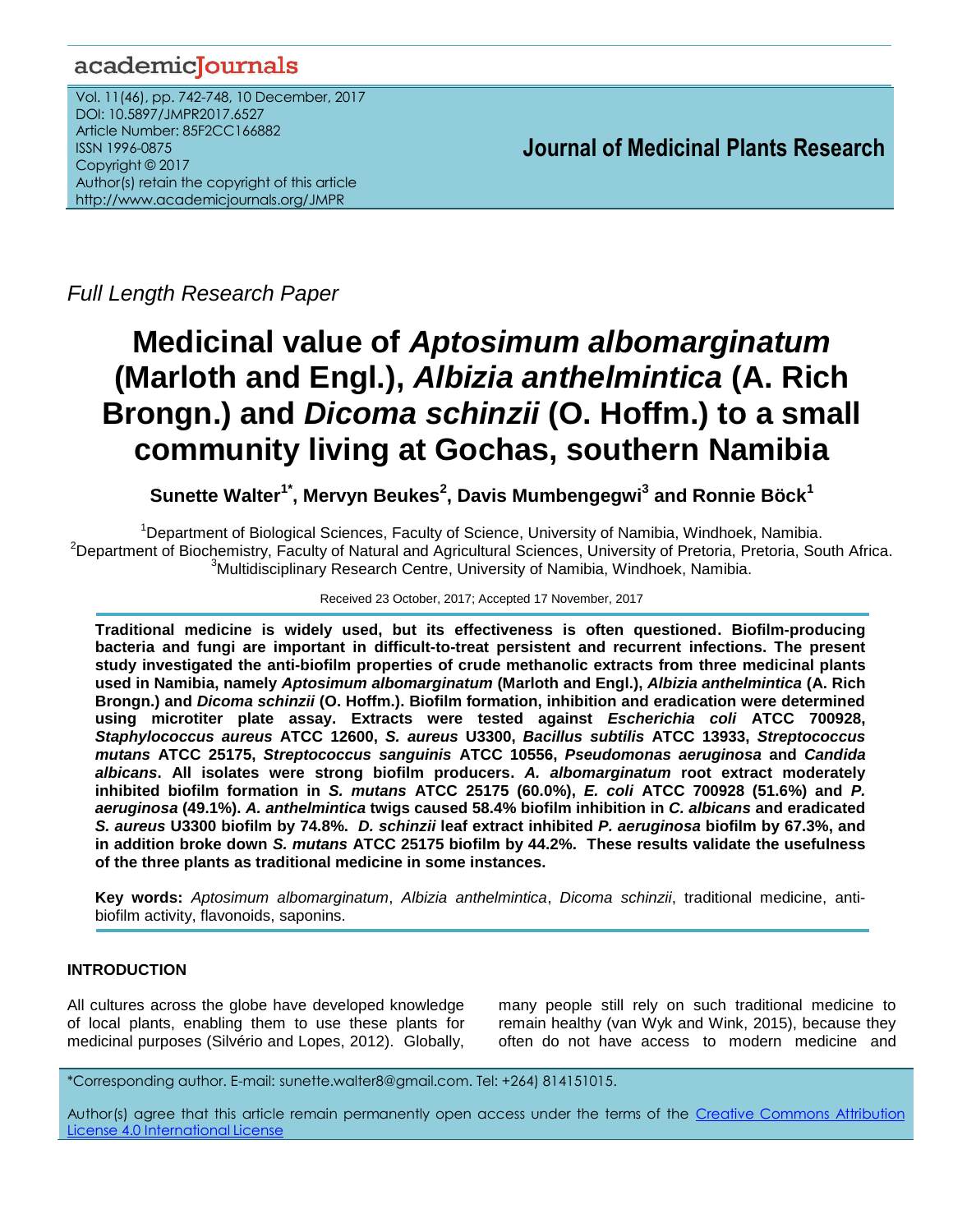academicJournals

Vol. 11(46), pp. 742-748, 10 December, 2017
DOI: 10.5897/JMPR2017.6527
Article Number: 85F2CC166882
ISSN 1996-0875
Copyright © 2017
Author(s) retain the copyright of this article
http://www.academicjournals.org/JMPR

**Journal of Medicinal Plants Research**

*Full Length Research Paper*

# Medicinal value of *Aptosimum albomarginatum* (Marloth and Engl.), *Albizia anthelmintica* (A. Rich Brongn.) and *Dicoma schinzii* (O. Hoffm.) to a small community living at Gochas, southern Namibia

**Sunette Walter[1*], Mervyn Beukes[2], Davis Mumbengegwi[3] and Ronnie Böck[1]**

[1]Department of Biological Sciences, Faculty of Science, University of Namibia, Windhoek, Namibia.
[2]Department of Biochemistry, Faculty of Natural and Agricultural Sciences, University of Pretoria, Pretoria, South Africa.
[3]Multidisciplinary Research Centre, University of Namibia, Windhoek, Namibia.

Received 23 October, 2017; Accepted 17 November, 2017

**Traditional medicine is widely used, but its effectiveness is often questioned. Biofilm-producing bacteria and fungi are important in difficult-to-treat persistent and recurrent infections. The present study investigated the anti-biofilm properties of crude methanolic extracts from three medicinal plants used in Namibia, namely *Aptosimum albomarginatum* (Marloth and Engl.), *Albizia anthelmintica* (A. Rich Brongn.) and *Dicoma schinzii* (O. Hoffm.). Biofilm formation, inhibition and eradication were determined using microtiter plate assay. Extracts were tested against *Escherichia coli* ATCC 700928, *Staphylococcus aureus* ATCC 12600, *S. aureus* U3300, *Bacillus subtilis* ATCC 13933, *Streptococcus mutans* ATCC 25175, *Streptococcus sanguinis* ATCC 10556, *Pseudomonas aeruginosa* and *Candida albicans*. All isolates were strong biofilm producers. *A. albomarginatum* root extract moderately inhibited biofilm formation in *S. mutans* ATCC 25175 (60.0%), *E. coli* ATCC 700928 (51.6%) and *P. aeruginosa* (49.1%). *A. anthelmintica* twigs caused 58.4% biofilm inhibition in *C. albicans* and eradicated *S. aureus* U3300 biofilm by 74.8%. *D. schinzii* leaf extract inhibited *P. aeruginosa* biofilm by 67.3%, and in addition broke down *S. mutans* ATCC 25175 biofilm by 44.2%. These results validate the usefulness of the three plants as traditional medicine in some instances.**

**Key words:** *Aptosimum albomarginatum*, *Albizia anthelmintica*, *Dicoma schinzii*, traditional medicine, anti-biofilm activity, flavonoids, saponins.

## INTRODUCTION

All cultures across the globe have developed knowledge of local plants, enabling them to use these plants for medicinal purposes (Silvério and Lopes, 2012). Globally, many people still rely on such traditional medicine to remain healthy (van Wyk and Wink, 2015), because they often do not have access to modern medicine and

*Corresponding author. E-mail: sunette.walter8@gmail.com. Tel: +264) 814151015.

Author(s) agree that this article remain permanently open access under the terms of the Creative Commons Attribution License 4.0 International License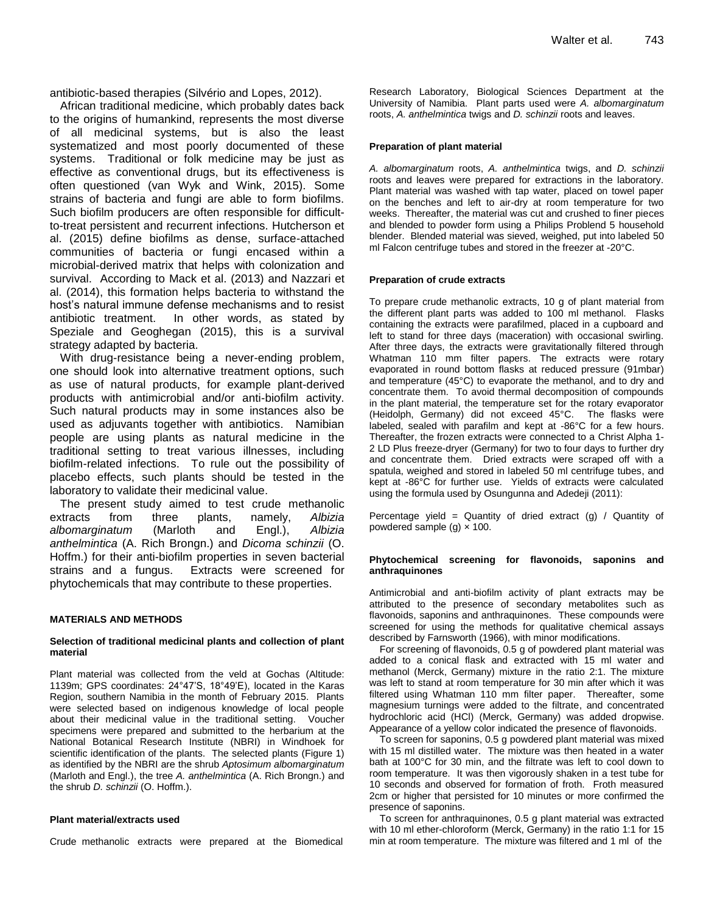antibiotic-based therapies (Silvério and Lopes, 2012).

African traditional medicine, which probably dates back to the origins of humankind, represents the most diverse of all medicinal systems, but is also the least systematized and most poorly documented of these systems. Traditional or folk medicine may be just as effective as conventional drugs, but its effectiveness is often questioned (van Wyk and Wink, 2015). Some strains of bacteria and fungi are able to form biofilms. Such biofilm producers are often responsible for difficult-to-treat persistent and recurrent infections. Hutcherson et al. (2015) define biofilms as dense, surface-attached communities of bacteria or fungi encased within a microbial-derived matrix that helps with colonization and survival. According to Mack et al. (2013) and Nazzari et al. (2014), this formation helps bacteria to withstand the host's natural immune defense mechanisms and to resist antibiotic treatment. In other words, as stated by Speziale and Geoghegan (2015), this is a survival strategy adapted by bacteria.

With drug-resistance being a never-ending problem, one should look into alternative treatment options, such as use of natural products, for example plant-derived products with antimicrobial and/or anti-biofilm activity. Such natural products may in some instances also be used as adjuvants together with antibiotics. Namibian people are using plants as natural medicine in the traditional setting to treat various illnesses, including biofilm-related infections. To rule out the possibility of placebo effects, such plants should be tested in the laboratory to validate their medicinal value.

The present study aimed to test crude methanolic extracts from three plants, namely, *Albizia albomarginatum* (Marloth and Engl.), *Albizia anthelmintica* (A. Rich Brongn.) and *Dicoma schinzii* (O. Hoffm.) for their anti-biofilm properties in seven bacterial strains and a fungus. Extracts were screened for phytochemicals that may contribute to these properties.

## MATERIALS AND METHODS

### Selection of traditional medicinal plants and collection of plant material

Plant material was collected from the veld at Gochas (Altitude: 1139m; GPS coordinates: 24°47'S, 18°49'E), located in the Karas Region, southern Namibia in the month of February 2015. Plants were selected based on indigenous knowledge of local people about their medicinal value in the traditional setting. Voucher specimens were prepared and submitted to the herbarium at the National Botanical Research Institute (NBRI) in Windhoek for scientific identification of the plants. The selected plants (Figure 1) as identified by the NBRI are the shrub *Aptosimum albomarginatum* (Marloth and Engl.), the tree *A. anthelmintica* (A. Rich Brongn.) and the shrub *D. schinzii* (O. Hoffm.).

### Plant material/extracts used

Crude methanolic extracts were prepared at the Biomedical Research Laboratory, Biological Sciences Department at the University of Namibia. Plant parts used were *A. albomarginatum* roots, *A. anthelmintica* twigs and *D. schinzii* roots and leaves.

### Preparation of plant material

*A. albomarginatum* roots, *A. anthelmintica* twigs, and *D. schinzii* roots and leaves were prepared for extractions in the laboratory. Plant material was washed with tap water, placed on towel paper on the benches and left to air-dry at room temperature for two weeks. Thereafter, the material was cut and crushed to finer pieces and blended to powder form using a Philips Problend 5 household blender. Blended material was sieved, weighed, put into labeled 50 ml Falcon centrifuge tubes and stored in the freezer at -20°C.

### Preparation of crude extracts

To prepare crude methanolic extracts, 10 g of plant material from the different plant parts was added to 100 ml methanol. Flasks containing the extracts were parafilmed, placed in a cupboard and left to stand for three days (maceration) with occasional swirling. After three days, the extracts were gravitationally filtered through Whatman 110 mm filter papers. The extracts were rotary evaporated in round bottom flasks at reduced pressure (91mbar) and temperature (45°C) to evaporate the methanol, and to dry and concentrate them. To avoid thermal decomposition of compounds in the plant material, the temperature set for the rotary evaporator (Heidolph, Germany) did not exceed 45°C. The flasks were labeled, sealed with parafilm and kept at -86°C for a few hours. Thereafter, the frozen extracts were connected to a Christ Alpha 1-2 LD Plus freeze-dryer (Germany) for two to four days to further dry and concentrate them. Dried extracts were scraped off with a spatula, weighed and stored in labeled 50 ml centrifuge tubes, and kept at -86°C for further use. Yields of extracts were calculated using the formula used by Osungunna and Adedeji (2011):

Percentage yield = Quantity of dried extract (g) / Quantity of powdered sample (g) × 100.

### Phytochemical screening for flavonoids, saponins and anthraquinones

Antimicrobial and anti-biofilm activity of plant extracts may be attributed to the presence of secondary metabolites such as flavonoids, saponins and anthraquinones. These compounds were screened for using the methods for qualitative chemical assays described by Farnsworth (1966), with minor modifications.

For screening of flavonoids, 0.5 g of powdered plant material was added to a conical flask and extracted with 15 ml water and methanol (Merck, Germany) mixture in the ratio 2:1. The mixture was left to stand at room temperature for 30 min after which it was filtered using Whatman 110 mm filter paper. Thereafter, some magnesium turnings were added to the filtrate, and concentrated hydrochloric acid (HCl) (Merck, Germany) was added dropwise. Appearance of a yellow color indicated the presence of flavonoids.

To screen for saponins, 0.5 g powdered plant material was mixed with 15 ml distilled water. The mixture was then heated in a water bath at 100°C for 30 min, and the filtrate was left to cool down to room temperature. It was then vigorously shaken in a test tube for 10 seconds and observed for formation of froth. Froth measured 2cm or higher that persisted for 10 minutes or more confirmed the presence of saponins.

To screen for anthraquinones, 0.5 g plant material was extracted with 10 ml ether-chloroform (Merck, Germany) in the ratio 1:1 for 15 min at room temperature. The mixture was filtered and 1 ml of the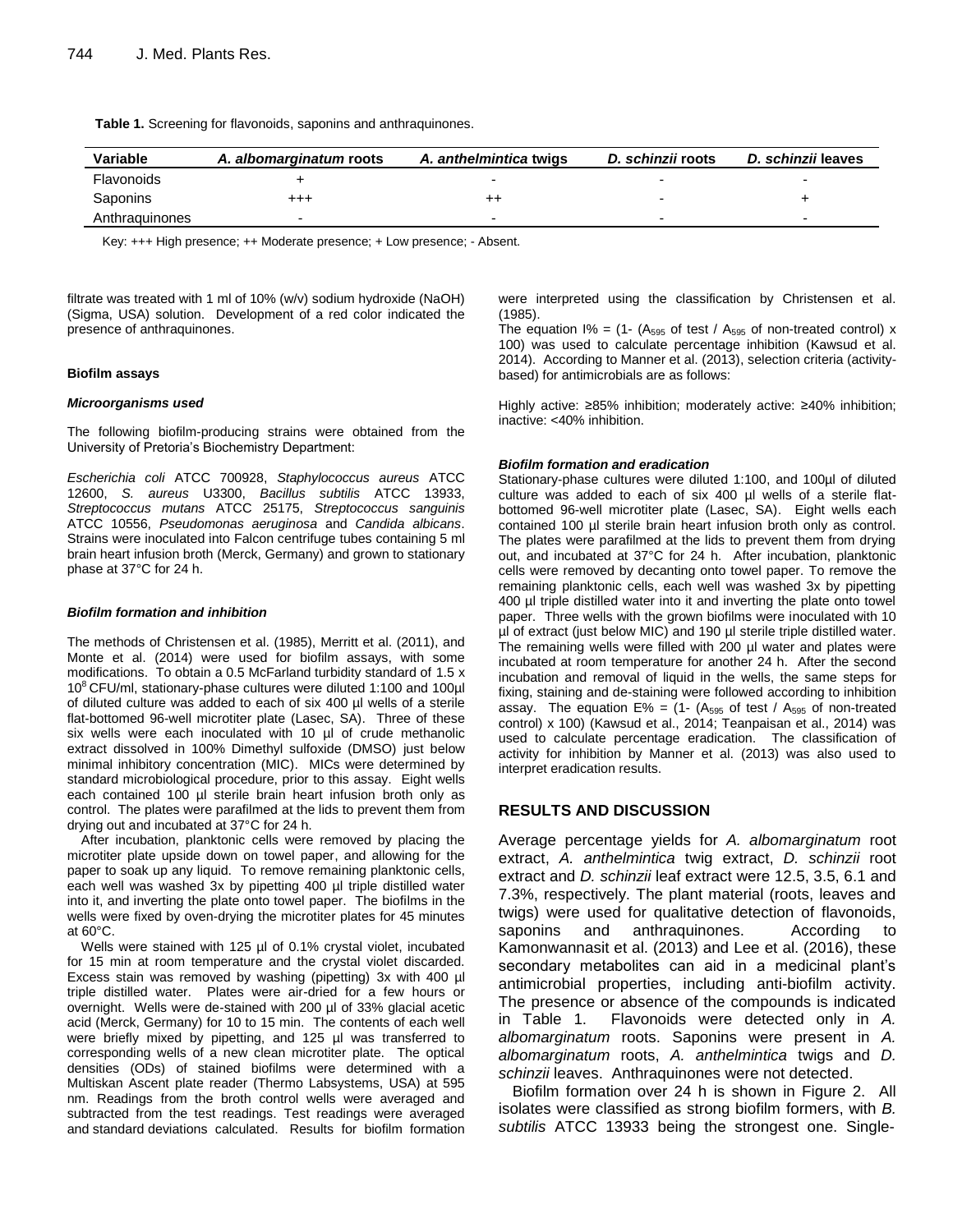**Table 1.** Screening for flavonoids, saponins and anthraquinones.

| Variable | *A. albomarginatum* roots | *A. anthelmintica* twigs | *D. schinzii* roots | *D. schinzii* leaves |
|---|---|---|---|---|
| Flavonoids | + | - | - | - |
| Saponins | +++ | ++ | - | + |
| Anthraquinones | - | - | - | - |

Key: +++ High presence; ++ Moderate presence; + Low presence; - Absent.

filtrate was treated with 1 ml of 10% (w/v) sodium hydroxide (NaOH) (Sigma, USA) solution. Development of a red color indicated the presence of anthraquinones.

### Biofilm assays

#### *Microorganisms used*

The following biofilm-producing strains were obtained from the University of Pretoria's Biochemistry Department:

*Escherichia coli* ATCC 700928, *Staphylococcus aureus* ATCC 12600, *S. aureus* U3300, *Bacillus subtilis* ATCC 13933, *Streptococcus mutans* ATCC 25175, *Streptococcus sanguinis* ATCC 10556, *Pseudomonas aeruginosa* and *Candida albicans*. Strains were inoculated into Falcon centrifuge tubes containing 5 ml brain heart infusion broth (Merck, Germany) and grown to stationary phase at 37°C for 24 h.

#### *Biofilm formation and inhibition*

The methods of Christensen et al. (1985), Merritt et al. (2011), and Monte et al. (2014) were used for biofilm assays, with some modifications. To obtain a 0.5 McFarland turbidity standard of 1.5 x $10^8$ CFU/ml, stationary-phase cultures were diluted 1:100 and 100µl of diluted culture was added to each of six 400 µl wells of a sterile flat-bottomed 96-well microtiter plate (Lasec, SA). Three of these six wells were each inoculated with 10 µl of crude methanolic extract dissolved in 100% Dimethyl sulfoxide (DMSO) just below minimal inhibitory concentration (MIC). MICs were determined by standard microbiological procedure, prior to this assay. Eight wells each contained 100 µl sterile brain heart infusion broth only as control. The plates were parafilmed at the lids to prevent them from drying out and incubated at 37°C for 24 h.

After incubation, planktonic cells were removed by placing the microtiter plate upside down on towel paper, and allowing for the paper to soak up any liquid. To remove remaining planktonic cells, each well was washed 3x by pipetting 400 µl triple distilled water into it, and inverting the plate onto towel paper. The biofilms in the wells were fixed by oven-drying the microtiter plates for 45 minutes at 60°C.

Wells were stained with 125 µl of 0.1% crystal violet, incubated for 15 min at room temperature and the crystal violet discarded. Excess stain was removed by washing (pipetting) 3x with 400 µl triple distilled water. Plates were air-dried for a few hours or overnight. Wells were de-stained with 200 µl of 33% glacial acetic acid (Merck, Germany) for 10 to 15 min. The contents of each well were briefly mixed by pipetting, and 125 µl was transferred to corresponding wells of a new clean microtiter plate. The optical densities (ODs) of stained biofilms were determined with a Multiskan Ascent plate reader (Thermo Labsystems, USA) at 595 nm. Readings from the broth control wells were averaged and subtracted from the test readings. Test readings were averaged and standard deviations calculated. Results for biofilm formation were interpreted using the classification by Christensen et al. (1985).

The equation I% = (1- ($A_{595}$ of test / $A_{595}$ of non-treated control) x 100) was used to calculate percentage inhibition (Kawsud et al. 2014). According to Manner et al. (2013), selection criteria (activity-based) for antimicrobials are as follows:

Highly active: ≥85% inhibition; moderately active: ≥40% inhibition; inactive: <40% inhibition.

#### *Biofilm formation and eradication*

Stationary-phase cultures were diluted 1:100, and 100µl of diluted culture was added to each of six 400 µl wells of a sterile flat-bottomed 96-well microtiter plate (Lasec, SA). Eight wells each contained 100 µl sterile brain heart infusion broth only as control. The plates were parafilmed at the lids to prevent them from drying out, and incubated at 37°C for 24 h. After incubation, planktonic cells were removed by decanting onto towel paper. To remove the remaining planktonic cells, each well was washed 3x by pipetting 400 µl triple distilled water into it and inverting the plate onto towel paper. Three wells with the grown biofilms were inoculated with 10 µl of extract (just below MIC) and 190 µl sterile triple distilled water. The remaining wells were filled with 200 µl water and plates were incubated at room temperature for another 24 h. After the second incubation and removal of liquid in the wells, the same steps for fixing, staining and de-staining were followed according to inhibition assay. The equation E% = (1- ($A_{595}$ of test / $A_{595}$ of non-treated control) x 100) (Kawsud et al., 2014; Teanpaisan et al., 2014) was used to calculate percentage eradication. The classification of activity for inhibition by Manner et al. (2013) was also used to interpret eradication results.

## RESULTS AND DISCUSSION

Average percentage yields for *A. albomarginatum* root extract, *A. anthelmintica* twig extract, *D. schinzii* root extract and *D. schinzii* leaf extract were 12.5, 3.5, 6.1 and 7.3%, respectively. The plant material (roots, leaves and twigs) were used for qualitative detection of flavonoids, saponins and anthraquinones. According to Kamonwannasit et al. (2013) and Lee et al. (2016), these secondary metabolites can aid in a medicinal plant's antimicrobial properties, including anti-biofilm activity. The presence or absence of the compounds is indicated in Table 1. Flavonoids were detected only in *A. albomarginatum* roots. Saponins were present in *A. albomarginatum* roots, *A. anthelmintica* twigs and *D. schinzii* leaves. Anthraquinones were not detected.

Biofilm formation over 24 h is shown in Figure 2. All isolates were classified as strong biofilm formers, with *B. subtilis* ATCC 13933 being the strongest one. Single-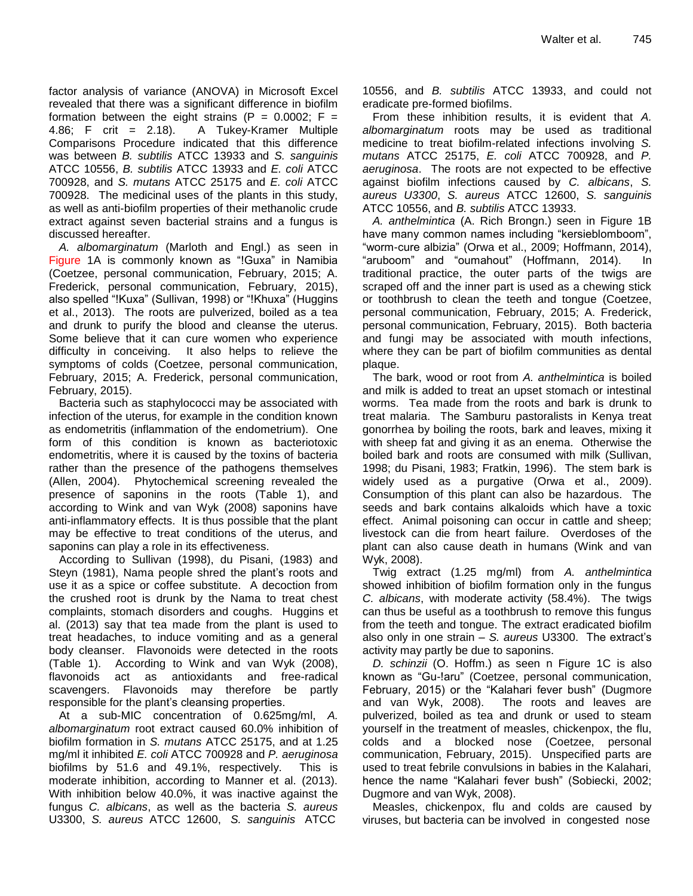factor analysis of variance (ANOVA) in Microsoft Excel revealed that there was a significant difference in biofilm formation between the eight strains ($P = 0.0002$; $F = 4.86$; $F$ crit $= 2.18$). A Tukey-Kramer Multiple Comparisons Procedure indicated that this difference was between *B. subtilis* ATCC 13933 and *S. sanguinis* ATCC 10556, *B. subtilis* ATCC 13933 and *E. coli* ATCC 700928, and *S. mutans* ATCC 25175 and *E. coli* ATCC 700928. The medicinal uses of the plants in this study, as well as anti-biofilm properties of their methanolic crude extract against seven bacterial strains and a fungus is discussed hereafter.

*A. albomarginatum* (Marloth and Engl.) as seen in Figure 1A is commonly known as "!Guxa" in Namibia (Coetzee, personal communication, February, 2015; A. Frederick, personal communication, February, 2015), also spelled "!Kuxa" (Sullivan, 1998) or "!Khuxa" (Huggins et al., 2013). The roots are pulverized, boiled as a tea and drunk to purify the blood and cleanse the uterus. Some believe that it can cure women who experience difficulty in conceiving. It also helps to relieve the symptoms of colds (Coetzee, personal communication, February, 2015; A. Frederick, personal communication, February, 2015).

Bacteria such as staphylococci may be associated with infection of the uterus, for example in the condition known as endometritis (inflammation of the endometrium). One form of this condition is known as bacteriotoxic endometritis, where it is caused by the toxins of bacteria rather than the presence of the pathogens themselves (Allen, 2004). Phytochemical screening revealed the presence of saponins in the roots (Table 1), and according to Wink and van Wyk (2008) saponins have anti-inflammatory effects. It is thus possible that the plant may be effective to treat conditions of the uterus, and saponins can play a role in its effectiveness.

According to Sullivan (1998), du Pisani, (1983) and Steyn (1981), Nama people shred the plant's roots and use it as a spice or coffee substitute. A decoction from the crushed root is drunk by the Nama to treat chest complaints, stomach disorders and coughs. Huggins et al. (2013) say that tea made from the plant is used to treat headaches, to induce vomiting and as a general body cleanser. Flavonoids were detected in the roots (Table 1). According to Wink and van Wyk (2008), flavonoids act as antioxidants and free-radical scavengers. Flavonoids may therefore be partly responsible for the plant's cleansing properties.

At a sub-MIC concentration of 0.625mg/ml, *A. albomarginatum* root extract caused 60.0% inhibition of biofilm formation in *S. mutans* ATCC 25175, and at 1.25 mg/ml it inhibited *E. coli* ATCC 700928 and *P. aeruginosa* biofilms by 51.6 and 49.1%, respectively. This is moderate inhibition, according to Manner et al. (2013). With inhibition below 40.0%, it was inactive against the fungus *C. albicans*, as well as the bacteria *S. aureus* U3300, *S. aureus* ATCC 12600, *S. sanguinis* ATCC 10556, and *B. subtilis* ATCC 13933, and could not eradicate pre-formed biofilms.

From these inhibition results, it is evident that *A. albomarginatum* roots may be used as traditional medicine to treat biofilm-related infections involving *S. mutans* ATCC 25175, *E. coli* ATCC 700928, and *P. aeruginosa*. The roots are not expected to be effective against biofilm infections caused by *C. albicans*, *S. aureus U3300*, *S. aureus* ATCC 12600, *S. sanguinis* ATCC 10556, and *B. subtilis* ATCC 13933.

*A. anthelmintica* (A. Rich Brongn.) seen in Figure 1B have many common names including "kersieblomboom", "worm-cure albizia" (Orwa et al., 2009; Hoffmann, 2014), "aruboom" and "oumahout" (Hoffmann, 2014). In traditional practice, the outer parts of the twigs are scraped off and the inner part is used as a chewing stick or toothbrush to clean the teeth and tongue (Coetzee, personal communication, February, 2015; A. Frederick, personal communication, February, 2015). Both bacteria and fungi may be associated with mouth infections, where they can be part of biofilm communities as dental plaque.

The bark, wood or root from *A. anthelmintica* is boiled and milk is added to treat an upset stomach or intestinal worms. Tea made from the roots and bark is drunk to treat malaria. The Samburu pastoralists in Kenya treat gonorrhea by boiling the roots, bark and leaves, mixing it with sheep fat and giving it as an enema. Otherwise the boiled bark and roots are consumed with milk (Sullivan, 1998; du Pisani, 1983; Fratkin, 1996). The stem bark is widely used as a purgative (Orwa et al., 2009). Consumption of this plant can also be hazardous. The seeds and bark contains alkaloids which have a toxic effect. Animal poisoning can occur in cattle and sheep; livestock can die from heart failure. Overdoses of the plant can also cause death in humans (Wink and van Wyk, 2008).

Twig extract (1.25 mg/ml) from *A. anthelmintica* showed inhibition of biofilm formation only in the fungus *C. albicans*, with moderate activity (58.4%). The twigs can thus be useful as a toothbrush to remove this fungus from the teeth and tongue. The extract eradicated biofilm also only in one strain – *S. aureus* U3300. The extract's activity may partly be due to saponins.

*D. schinzii* (O. Hoffm.) as seen n Figure 1C is also known as "Gu-!aru" (Coetzee, personal communication, February, 2015) or the "Kalahari fever bush" (Dugmore and van Wyk, 2008). The roots and leaves are pulverized, boiled as tea and drunk or used to steam yourself in the treatment of measles, chickenpox, the flu, colds and a blocked nose (Coetzee, personal communication, February, 2015). Unspecified parts are used to treat febrile convulsions in babies in the Kalahari, hence the name "Kalahari fever bush" (Sobiecki, 2002; Dugmore and van Wyk, 2008).

Measles, chickenpox, flu and colds are caused by viruses, but bacteria can be involved in congested nose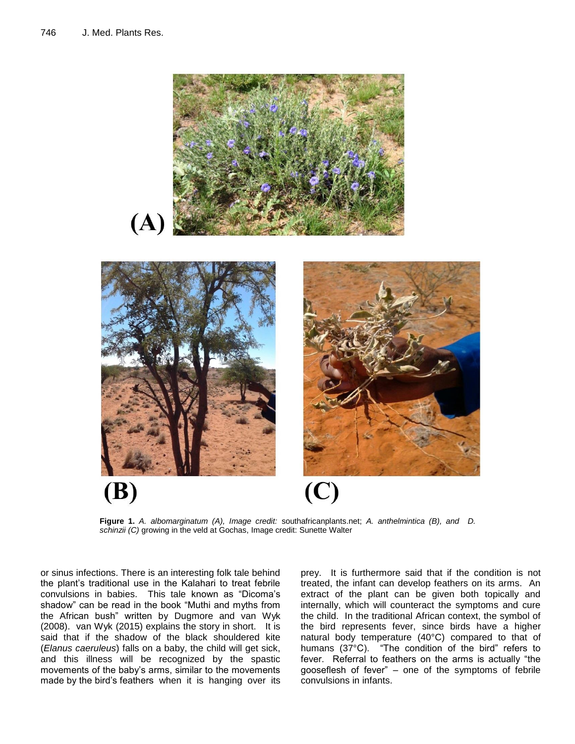**Figure 1.** *A. albomarginatum (A), Image credit:* southafricanplants.net; *A. anthelmintica (B), and D. schinzii (C)* growing in the veld at Gochas, Image credit: Sunette Walter

or sinus infections. There is an interesting folk tale behind the plant's traditional use in the Kalahari to treat febrile convulsions in babies. This tale known as "Dicoma's shadow" can be read in the book "Muthi and myths from the African bush" written by Dugmore and van Wyk (2008). van Wyk (2015) explains the story in short. It is said that if the shadow of the black shouldered kite (*Elanus caeruleus*) falls on a baby, the child will get sick, and this illness will be recognized by the spastic movements of the baby's arms, similar to the movements made by the bird's feathers when it is hanging over its prey. It is furthermore said that if the condition is not treated, the infant can develop feathers on its arms. An extract of the plant can be given both topically and internally, which will counteract the symptoms and cure the child. In the traditional African context, the symbol of the bird represents fever, since birds have a higher natural body temperature (40°C) compared to that of humans (37°C). "The condition of the bird" refers to fever. Referral to feathers on the arms is actually "the gooseflesh of fever" – one of the symptoms of febrile convulsions in infants.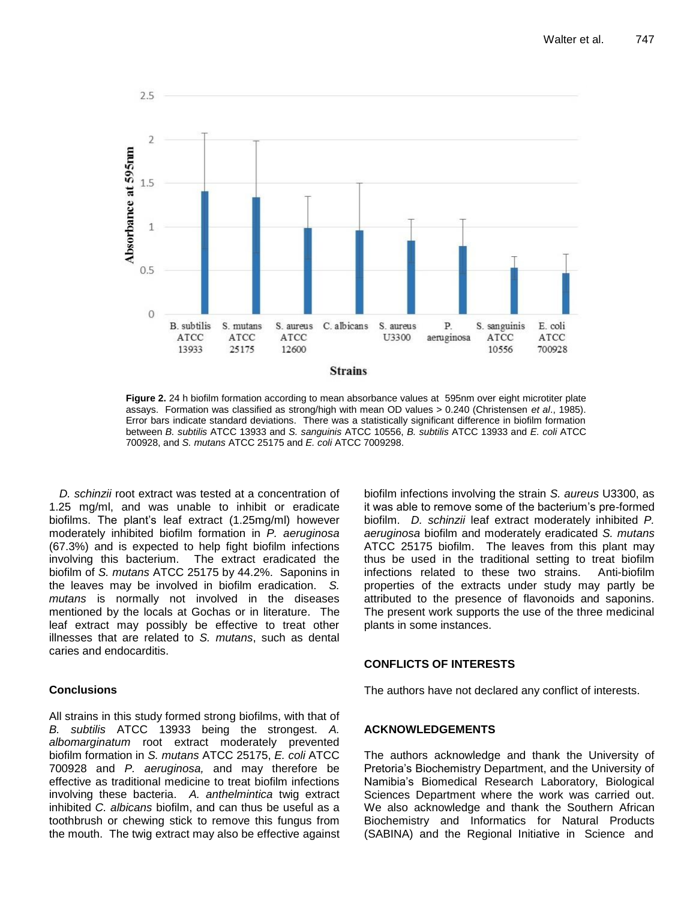Figure 2. 24 h biofilm formation according to mean absorbance values at 595nm over eight microtiter plate assays. Formation was classified as strong/high with mean OD values > 0.240 (Christensen *et al*., 1985). Error bars indicate standard deviations. There was a statistically significant difference in biofilm formation between *B. subtilis* ATCC 13933 and *S. sanguinis* ATCC 10556, *B. subtilis* ATCC 13933 and *E. coli* ATCC 700928, and *S. mutans* ATCC 25175 and *E. coli* ATCC 7009298.

*D. schinzii* root extract was tested at a concentration of 1.25 mg/ml, and was unable to inhibit or eradicate biofilms. The plant's leaf extract (1.25mg/ml) however moderately inhibited biofilm formation in *P. aeruginosa* (67.3%) and is expected to help fight biofilm infections involving this bacterium. The extract eradicated the biofilm of *S. mutans* ATCC 25175 by 44.2%. Saponins in the leaves may be involved in biofilm eradication. *S. mutans* is normally not involved in the diseases mentioned by the locals at Gochas or in literature. The leaf extract may possibly be effective to treat other illnesses that are related to *S. mutans*, such as dental caries and endocarditis.

## Conclusions

All strains in this study formed strong biofilms, with that of *B. subtilis* ATCC 13933 being the strongest. *A. albomarginatum* root extract moderately prevented biofilm formation in *S. mutans* ATCC 25175, *E. coli* ATCC 700928 and *P. aeruginosa,* and may therefore be effective as traditional medicine to treat biofilm infections involving these bacteria. *A. anthelmintica* twig extract inhibited *C. albicans* biofilm, and can thus be useful as a toothbrush or chewing stick to remove this fungus from the mouth. The twig extract may also be effective against biofilm infections involving the strain *S. aureus* U3300, as it was able to remove some of the bacterium's pre-formed biofilm. *D. schinzii* leaf extract moderately inhibited *P. aeruginosa* biofilm and moderately eradicated *S. mutans* ATCC 25175 biofilm. The leaves from this plant may thus be used in the traditional setting to treat biofilm infections related to these two strains. Anti-biofilm properties of the extracts under study may partly be attributed to the presence of flavonoids and saponins. The present work supports the use of the three medicinal plants in some instances.

## CONFLICTS OF INTERESTS

The authors have not declared any conflict of interests.

## ACKNOWLEDGEMENTS

The authors acknowledge and thank the University of Pretoria's Biochemistry Department, and the University of Namibia's Biomedical Research Laboratory, Biological Sciences Department where the work was carried out. We also acknowledge and thank the Southern African Biochemistry and Informatics for Natural Products (SABINA) and the Regional Initiative in Science and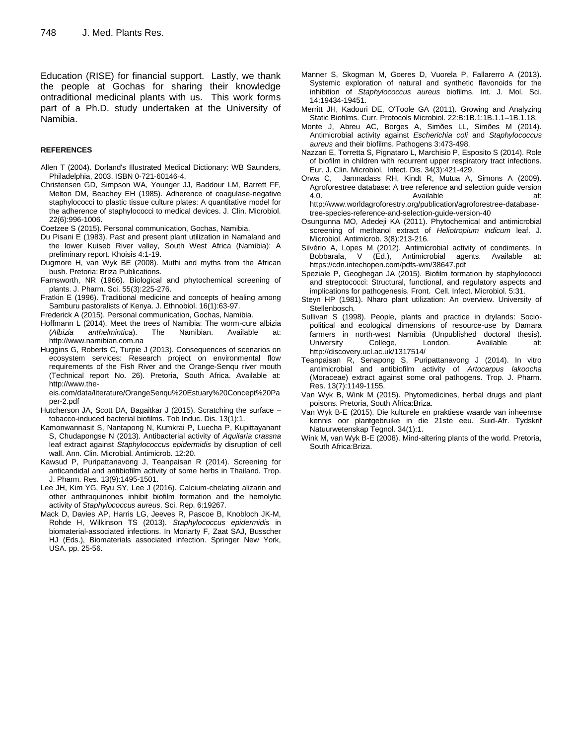Education (RISE) for financial support. Lastly, we thank the people at Gochas for sharing their knowledge ontraditional medicinal plants with us. This work forms part of a Ph.D. study undertaken at the University of Namibia.

## REFERENCES

Allen T (2004). Dorland's Illustrated Medical Dictionary: WB Saunders, Philadelphia, 2003. ISBN 0-721-60146-4,

Christensen GD, Simpson WA, Younger JJ, Baddour LM, Barrett FF, Melton DM, Beachey EH (1985). Adherence of coagulase-negative staphylococci to plastic tissue culture plates: A quantitative model for the adherence of staphylococci to medical devices. J. Clin. Microbiol. 22(6):996-1006.

Coetzee S (2015). Personal communication, Gochas, Namibia.

Du Pisani E (1983). Past and present plant utilization in Namaland and the lower Kuiseb River valley, South West Africa (Namibia): A preliminary report. Khoisis 4:1-19.

Dugmore H, van Wyk BE (2008). Muthi and myths from the African bush. Pretoria: Briza Publications.

Farnsworth, NR (1966). Biological and phytochemical screening of plants. J. Pharm. Sci. 55(3):225-276.

Fratkin E (1996). Traditional medicine and concepts of healing among Samburu pastoralists of Kenya. J. Ethnobiol. 16(1):63-97.

Frederick A (2015). Personal communication, Gochas, Namibia.

Hoffmann L (2014). Meet the trees of Namibia: The worm-cure albizia (*Albizia anthelmintica*). The Namibian. Available at: http://www.namibian.com.na

Huggins G, Roberts C, Turpie J (2013). Consequences of scenarios on ecosystem services: Research project on environmental flow requirements of the Fish River and the Orange-Senqu river mouth (Technical report No. 26). Pretoria, South Africa. Available at: http://www.the-eis.com/data/literature/OrangeSenqu%20Estuary%20Concept%20Paper-2.pdf

Hutcherson JA, Scott DA, Bagaitkar J (2015). Scratching the surface – tobacco-induced bacterial biofilms. Tob Induc. Dis. 13(1):1.

Kamonwannasit S, Nantapong N, Kumkrai P, Luecha P, Kupittayanant S, Chudapongse N (2013). Antibacterial activity of *Aquilaria crassna* leaf extract against *Staphylococcus epidermidis* by disruption of cell wall. Ann. Clin. Microbial. Antimicrob. 12:20.

Kawsud P, Puripattanavong J, Teanpaisan R (2014). Screening for anticandidal and antibiofilm activity of some herbs in Thailand. Trop. J. Pharm. Res. 13(9):1495-1501.

Lee JH, Kim YG, Ryu SY, Lee J (2016). Calcium-chelating alizarin and other anthraquinones inhibit biofilm formation and the hemolytic activity of *Staphylococcus aureus*. Sci. Rep. 6:19267.

Mack D, Davies AP, Harris LG, Jeeves R, Pascoe B, Knobloch JK-M, Rohde H, Wilkinson TS (2013). *Staphylococcus epidermidis* in biomaterial-associated infections. In Moriarty F, Zaat SAJ, Busscher HJ (Eds.), Biomaterials associated infection. Springer New York, USA. pp. 25-56.

Manner S, Skogman M, Goeres D, Vuorela P, Fallarerro A (2013). Systemic exploration of natural and synthetic flavonoids for the inhibition of *Staphylococcus aureus* biofilms. Int. J. Mol. Sci. 14:19434-19451.

Merritt JH, Kadouri DE, O'Toole GA (2011). Growing and Analyzing Static Biofilms. Curr. Protocols Microbiol. 22:B:1B.1:1B.1.1–1B.1.18.

Monte J, Abreu AC, Borges A, Simões LL, Simões M (2014). Antimicrobial activity against *Escherichia coli* and *Staphylococcus aureus* and their biofilms. Pathogens 3:473-498.

Nazzari E, Torretta S, Pignataro L, Marchisio P, Esposito S (2014). Role of biofilm in children with recurrent upper respiratory tract infections. Eur. J. Clin. Microbiol. Infect. Dis. 34(3):421-429.

Orwa C, Jamnadass RH, Kindt R, Mutua A, Simons A (2009). Agroforestree database: A tree reference and selection guide version 4.0. Available at: http://www.worldagroforestry.org/publication/agroforestree-database-tree-species-reference-and-selection-guide-version-40

Osungunna MO, Adedeji KA (2011). Phytochemical and antimicrobial screening of methanol extract of *Heliotropium indicum* leaf. J. Microbiol. Antimicrob. 3(8):213-216.

Silvério A, Lopes M (2012). Antimicrobial activity of condiments. In Bobbarala, V (Ed.), Antimicrobial agents. Available at: https://cdn.intechopen.com/pdfs-wm/38647.pdf

Speziale P, Geoghegan JA (2015). Biofilm formation by staphylococci and streptococci: Structural, functional, and regulatory aspects and implications for pathogenesis. Front. Cell. Infect. Microbiol. 5:31.

Steyn HP (1981). Nharo plant utilization: An overview. University of Stellenbosch.

Sullivan S (1998). People, plants and practice in drylands: Socio-political and ecological dimensions of resource-use by Damara farmers in north-west Namibia (Unpublished doctoral thesis). University College, London. Available at: http://discovery.ucl.ac.uk/1317514/

Teanpaisan R, Senapong S, Puripattanavong J (2014). In vitro antimicrobial and antibiofilm activity of *Artocarpus lakoocha* (Moraceae) extract against some oral pathogens. Trop. J. Pharm. Res. 13(7):1149-1155.

Van Wyk B, Wink M (2015). Phytomedicines, herbal drugs and plant poisons. Pretoria, South Africa:Briza.

Van Wyk B-E (2015). Die kulturele en praktiese waarde van inheemse kennis oor plantgebruike in die 21ste eeu. Suid-Afr. Tydskrif Natuurwetenskap Tegnol. 34(1):1.

Wink M, van Wyk B-E (2008). Mind-altering plants of the world. Pretoria, South Africa:Briza.